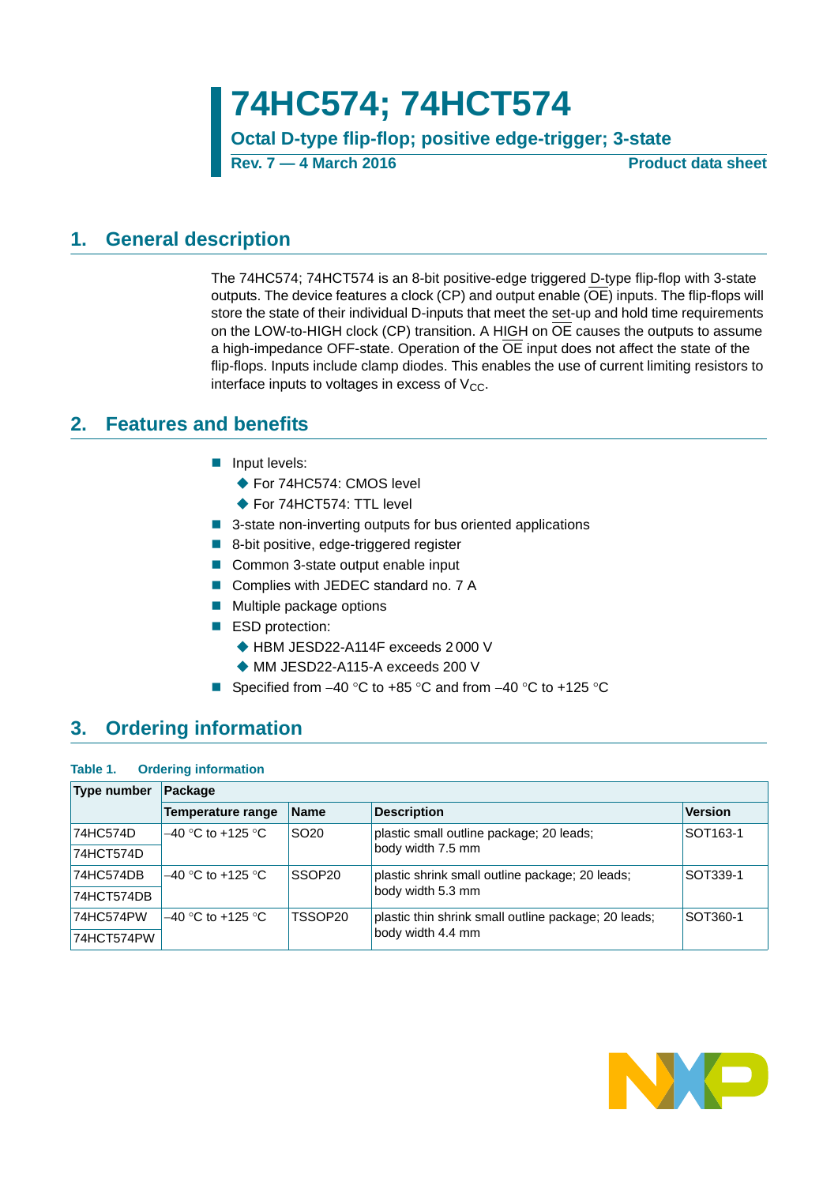# 74HC574; 74HCT574

**Octal D-type flip-flop; positive edge-trigger; 3-state**

**Rev. 7 — 4 March 2016** **Product data sheet**

## 1. General description

The 74HC574; 74HCT574 is an 8-bit positive-edge triggered D-type flip-flop with 3-state outputs. The device features a clock (CP) and output enable ($\overline{OE}$) inputs. The flip-flops will store the state of their individual D-inputs that meet the set-up and hold time requirements on the LOW-to-HIGH clock (CP) transition. A HIGH on $\overline{OE}$ causes the outputs to assume a high-impedance OFF-state. Operation of the $\overline{OE}$ input does not affect the state of the flip-flops. Inputs include clamp diodes. This enables the use of current limiting resistors to interface inputs to voltages in excess of $V_{CC}$.

## 2. Features and benefits

- Input levels:
  - For 74HC574: CMOS level
  - For 74HCT574: TTL level
- 3-state non-inverting outputs for bus oriented applications
- 8-bit positive, edge-triggered register
- Common 3-state output enable input
- Complies with JEDEC standard no. 7 A
- Multiple package options
- ESD protection:
  - HBM JESD22-A114F exceeds 2 000 V
  - MM JESD22-A115-A exceeds 200 V
- Specified from –40 °C to +85 °C and from –40 °C to +125 °C

## 3. Ordering information

**Table 1. Ordering information**

| Type number | Package | | | |
|---|---|---|---|---|
| | Temperature range | Name | Description | Version |
| 74HC574D | –40 °C to +125 °C | SO20 | plastic small outline package; 20 leads; body width 7.5 mm | SOT163-1 |
| 74HCT574D | | | | |
| 74HC574DB | –40 °C to +125 °C | SSOP20 | plastic shrink small outline package; 20 leads; body width 5.3 mm | SOT339-1 |
| 74HCT574DB | | | | |
| 74HC574PW | –40 °C to +125 °C | TSSOP20 | plastic thin shrink small outline package; 20 leads; body width 4.4 mm | SOT360-1 |
| 74HCT574PW | | | | |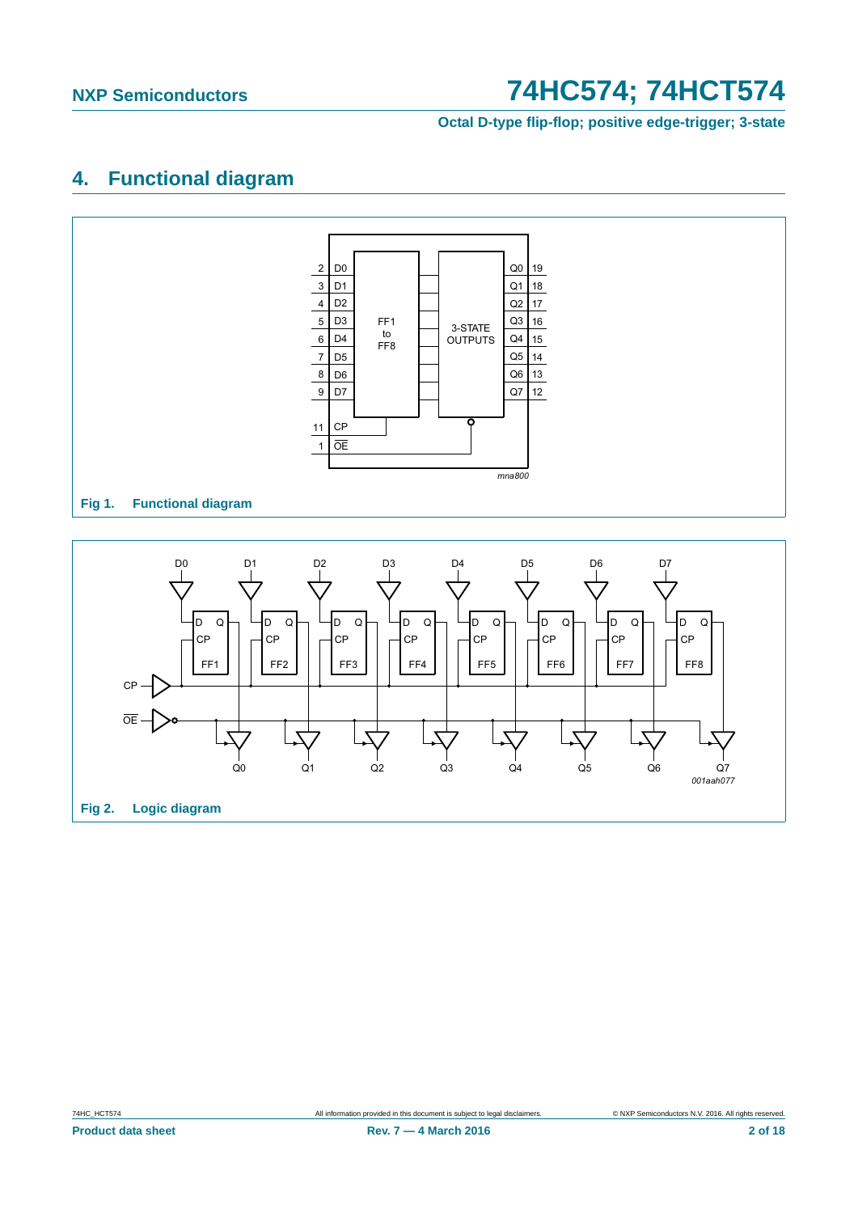## 4. Functional diagram

Fig 1. Functional diagram

Fig 2. Logic diagram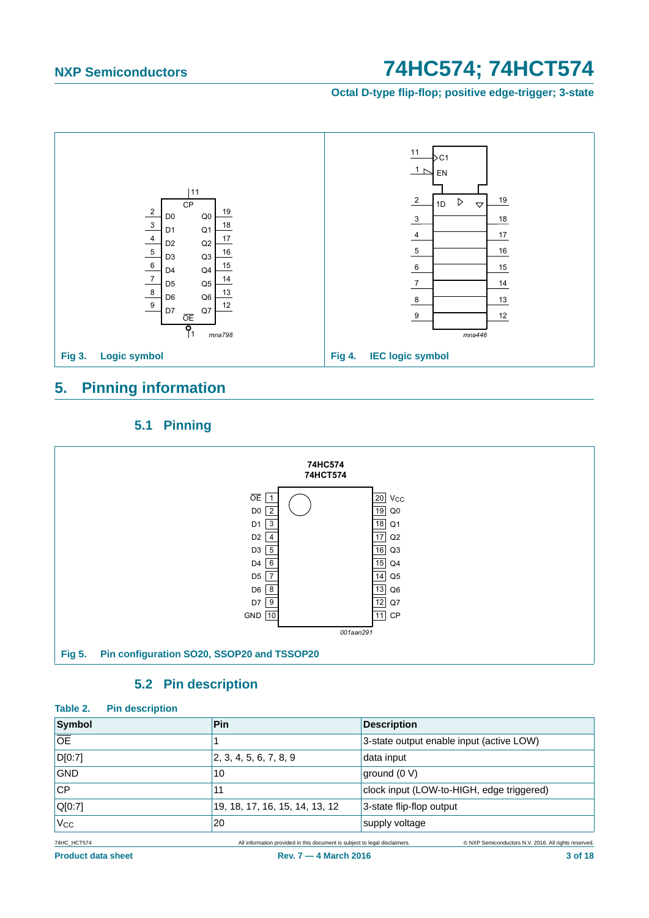Fig 3. Logic symbol

Fig 4. IEC logic symbol

## 5. Pinning information

### 5.1 Pinning

74HC574
74HCT574

OE 1
D0 2
D1 3
D2 4
D3 5
D4 6
D5 7
D6 8
D7 9
GND 10

20 $V_{CC}$
19 Q0
18 Q1
17 Q2
16 Q3
15 Q4
14 Q5
13 Q6
12 Q7
11 CP

001aan291

Fig 5. Pin configuration SO20, SSOP20 and TSSOP20

### 5.2 Pin description

**Table 2. Pin description**

| Symbol | Pin | Description |
|---|---|---|
| $\overline{OE}$ | 1 | 3-state output enable input (active LOW) |
| D[0:7] | 2, 3, 4, 5, 6, 7, 8, 9 | data input |
| GND | 10 | ground (0 V) |
| CP | 11 | clock input (LOW-to-HIGH, edge triggered) |
| Q[0:7] | 19, 18, 17, 16, 15, 14, 13, 12 | 3-state flip-flop output |
| $V_{CC}$ | 20 | supply voltage |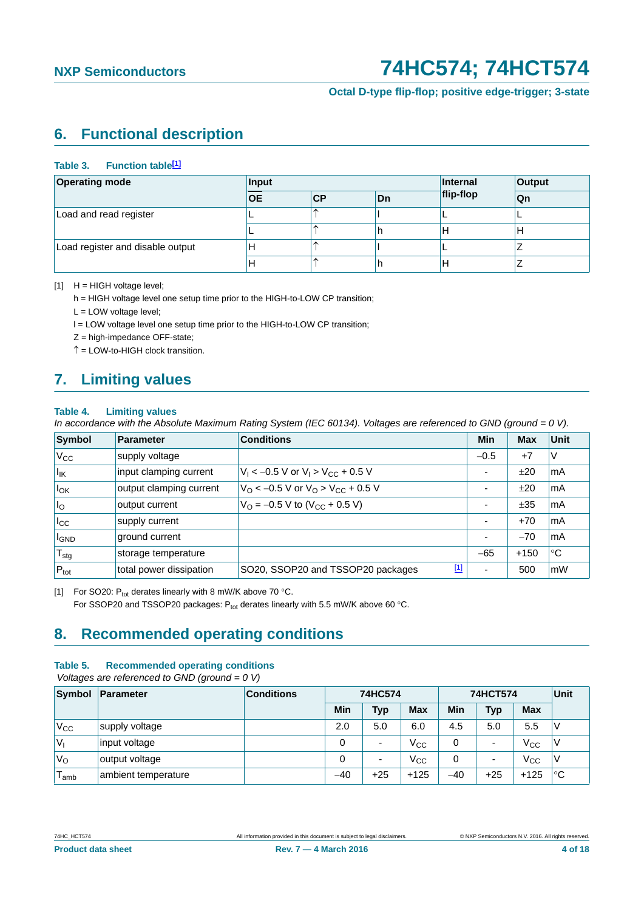## 6. Functional description

**Table 3. Function table[1]**

| Operating mode | Input | | | Internal flip-flop | Output |
|---|---|---|---|---|---|
| | OE | CP | Dn | | Qn |
| Load and read register | L | ↑ | l | L | L |
| | L | ↑ | h | H | H |
| Load register and disable output | H | ↑ | l | L | Z |
| | H | ↑ | h | H | Z |

[1] H = HIGH voltage level;
h = HIGH voltage level one setup time prior to the HIGH-to-LOW CP transition;
L = LOW voltage level;
l = LOW voltage level one setup time prior to the HIGH-to-LOW CP transition;
Z = high-impedance OFF-state;
↑ = LOW-to-HIGH clock transition.

## 7. Limiting values

**Table 4. Limiting values**

*In accordance with the Absolute Maximum Rating System (IEC 60134). Voltages are referenced to GND (ground = 0 V).*

| Symbol | Parameter | Conditions | Min | Max | Unit |
|---|---|---|---|---|---|
| $V_{CC}$ | supply voltage | | −0.5 | +7 | V |
| $I_{IK}$ | input clamping current | $V_I < -0.5$ V or $V_I > V_{CC} + 0.5$ V | - | ±20 | mA |
| $I_{OK}$ | output clamping current | $V_O < -0.5$ V or $V_O > V_{CC} + 0.5$ V | - | ±20 | mA |
| $I_O$ | output current | $V_O = -0.5$ V to ($V_{CC}$ + 0.5 V) | - | ±35 | mA |
| $I_{CC}$ | supply current | | - | +70 | mA |
| $I_{GND}$ | ground current | | - | −70 | mA |
| $T_{stg}$ | storage temperature | | −65 | +150 | °C |
| $P_{tot}$ | total power dissipation | SO20, SSOP20 and TSSOP20 packages [1] | - | 500 | mW |

[1] For SO20: $P_{tot}$ derates linearly with 8 mW/K above 70 °C.
For SSOP20 and TSSOP20 packages: $P_{tot}$ derates linearly with 5.5 mW/K above 60 °C.

## 8. Recommended operating conditions

**Table 5. Recommended operating conditions**

*Voltages are referenced to GND (ground = 0 V)*

| Symbol | Parameter | Conditions | 74HC574 | | | 74HCT574 | | | Unit |
|---|---|---|---|---|---|---|---|---|---|
| | | | Min | Typ | Max | Min | Typ | Max | |
| $V_{CC}$ | supply voltage | | 2.0 | 5.0 | 6.0 | 4.5 | 5.0 | 5.5 | V |
| $V_I$ | input voltage | | 0 | - | $V_{CC}$ | 0 | - | $V_{CC}$ | V |
| $V_O$ | output voltage | | 0 | - | $V_{CC}$ | 0 | - | $V_{CC}$ | V |
| $T_{amb}$ | ambient temperature | | −40 | +25 | +125 | −40 | +25 | +125 | °C |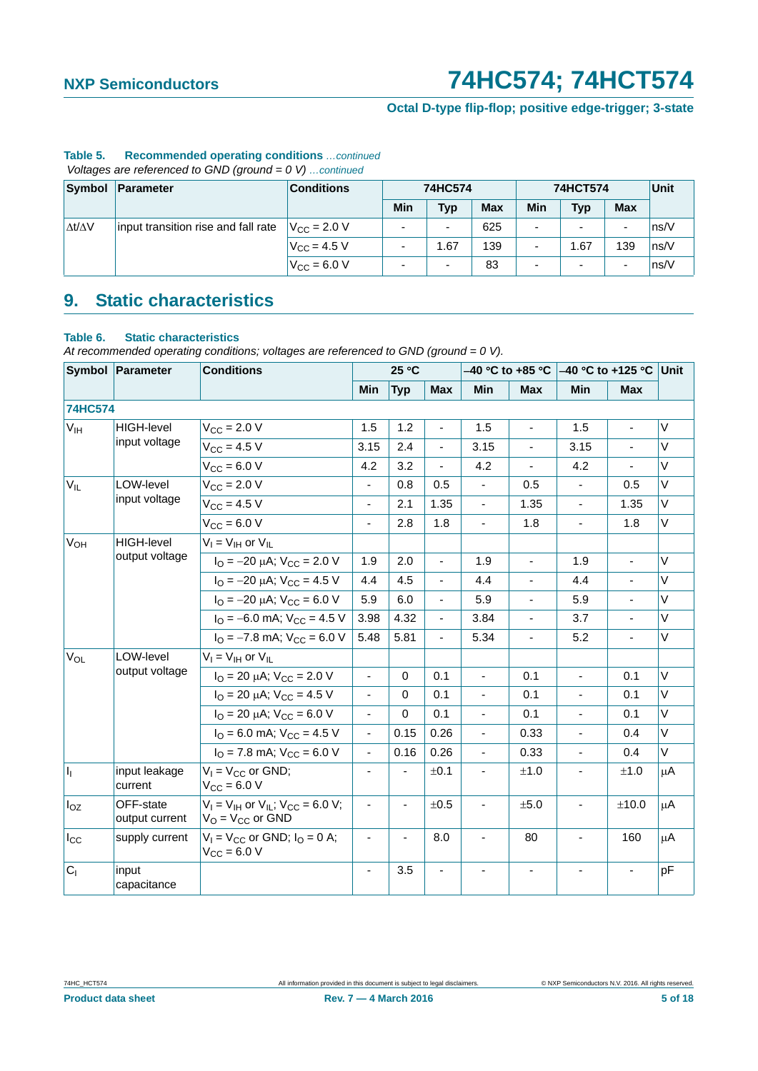**Table 5. Recommended operating conditions** *...continued*

*Voltages are referenced to GND (ground = 0 V) ...continued*

| Symbol | Parameter | Conditions | 74HC574 | | | 74HCT574 | | | Unit |
|---|---|---|---|---|---|---|---|---|---|
| | | | Min | Typ | Max | Min | Typ | Max | |
| $\Delta t/\Delta V$ | input transition rise and fall rate | $V_{CC}$ = 2.0 V | - | - | 625 | - | - | - | ns/V |
| | | $V_{CC}$ = 4.5 V | - | 1.67 | 139 | - | 1.67 | 139 | ns/V |
| | | $V_{CC}$ = 6.0 V | - | - | 83 | - | - | - | ns/V |

## 9. Static characteristics

**Table 6. Static characteristics**

*At recommended operating conditions; voltages are referenced to GND (ground = 0 V).*

| Symbol | Parameter | Conditions | 25 °C | | | –40 °C to +85 °C | | –40 °C to +125 °C | | Unit |
|---|---|---|---|---|---|---|---|---|---|---|
| | | | Min | Typ | Max | Min | Max | Min | Max | |
| **74HC574** | | | | | | | | | | |
| $V_{IH}$ | HIGH-level input voltage | $V_{CC}$ = 2.0 V | 1.5 | 1.2 | - | 1.5 | - | 1.5 | - | V |
| | | $V_{CC}$ = 4.5 V | 3.15 | 2.4 | - | 3.15 | - | 3.15 | - | V |
| | | $V_{CC}$ = 6.0 V | 4.2 | 3.2 | - | 4.2 | - | 4.2 | - | V |
| $V_{IL}$ | LOW-level input voltage | $V_{CC}$ = 2.0 V | - | 0.8 | 0.5 | - | 0.5 | - | 0.5 | V |
| | | $V_{CC}$ = 4.5 V | - | 2.1 | 1.35 | - | 1.35 | - | 1.35 | V |
| | | $V_{CC}$ = 6.0 V | - | 2.8 | 1.8 | - | 1.8 | - | 1.8 | V |
| $V_{OH}$ | HIGH-level output voltage | $V_I = V_{IH}$ or $V_{IL}$ | | | | | | | | |
| | | $I_O$ = –20 μA; $V_{CC}$ = 2.0 V | 1.9 | 2.0 | - | 1.9 | - | 1.9 | - | V |
| | | $I_O$ = –20 μA; $V_{CC}$ = 4.5 V | 4.4 | 4.5 | - | 4.4 | - | 4.4 | - | V |
| | | $I_O$ = –20 μA; $V_{CC}$ = 6.0 V | 5.9 | 6.0 | - | 5.9 | - | 5.9 | - | V |
| | | $I_O$ = –6.0 mA; $V_{CC}$ = 4.5 V | 3.98 | 4.32 | - | 3.84 | - | 3.7 | - | V |
| | | $I_O$ = –7.8 mA; $V_{CC}$ = 6.0 V | 5.48 | 5.81 | - | 5.34 | - | 5.2 | - | V |
| $V_{OL}$ | LOW-level output voltage | $V_I = V_{IH}$ or $V_{IL}$ | | | | | | | | |
| | | $I_O$ = 20 μA; $V_{CC}$ = 2.0 V | - | 0 | 0.1 | - | 0.1 | - | 0.1 | V |
| | | $I_O$ = 20 μA; $V_{CC}$ = 4.5 V | - | 0 | 0.1 | - | 0.1 | - | 0.1 | V |
| | | $I_O$ = 20 μA; $V_{CC}$ = 6.0 V | - | 0 | 0.1 | - | 0.1 | - | 0.1 | V |
| | | $I_O$ = 6.0 mA; $V_{CC}$ = 4.5 V | - | 0.15 | 0.26 | - | 0.33 | - | 0.4 | V |
| | | $I_O$ = 7.8 mA; $V_{CC}$ = 6.0 V | - | 0.16 | 0.26 | - | 0.33 | - | 0.4 | V |
| $I_I$ | input leakage current | $V_I = V_{CC}$ or GND; $V_{CC}$ = 6.0 V | - | - | ±0.1 | - | ±1.0 | - | ±1.0 | μA |
| $I_{OZ}$ | OFF-state output current | $V_I = V_{IH}$ or $V_{IL}$; $V_{CC}$ = 6.0 V; $V_O = V_{CC}$ or GND | - | - | ±0.5 | - | ±5.0 | - | ±10.0 | μA |
| $I_{CC}$ | supply current | $V_I = V_{CC}$ or GND; $I_O$ = 0 A; $V_{CC}$ = 6.0 V | - | - | 8.0 | - | 80 | - | 160 | μA |
| $C_I$ | input capacitance | | - | 3.5 | - | - | - | - | - | pF |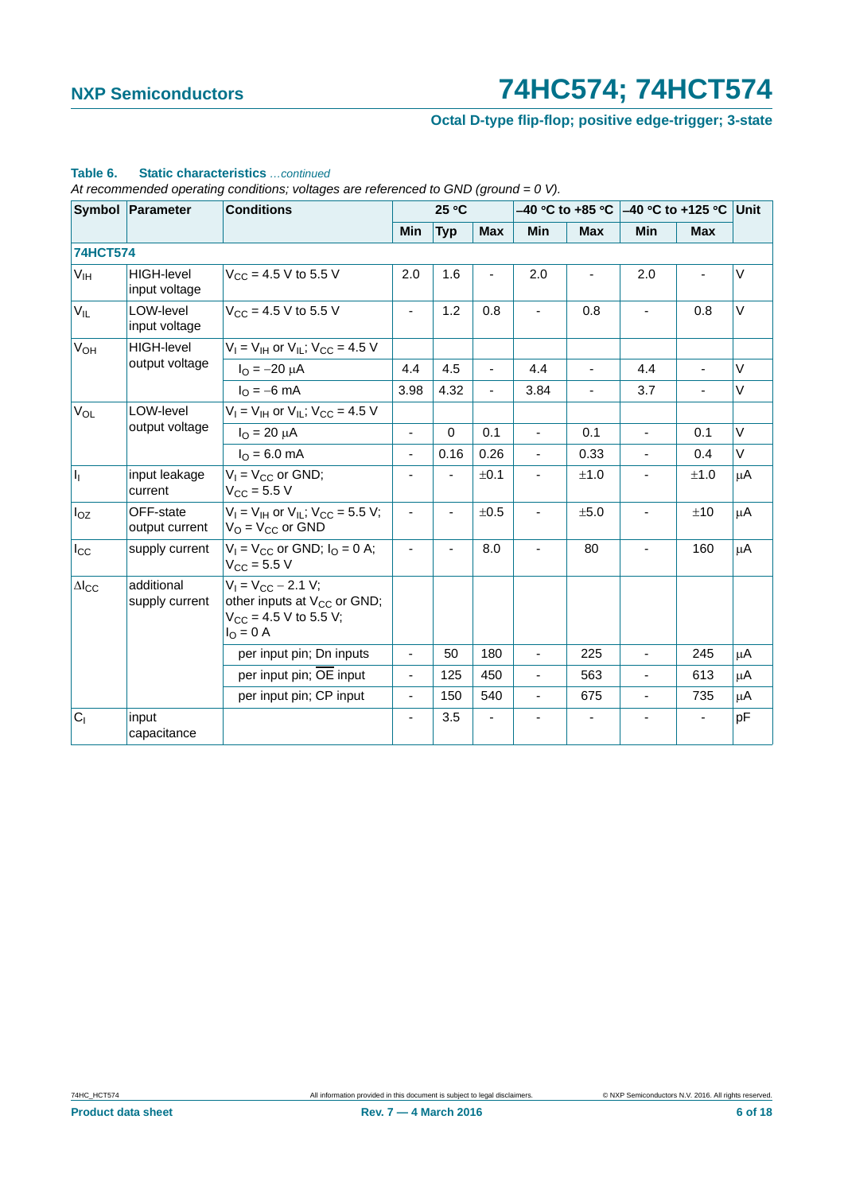**Table 6. Static characteristics** *...continued*

*At recommended operating conditions; voltages are referenced to GND (ground = 0 V).*

| Symbol | Parameter | Conditions | 25 °C | | | −40 °C to +85 °C | | −40 °C to +125 °C | | Unit |
|---|---|---|---|---|---|---|---|---|---|---|
| | | | Min | Typ | Max | Min | Max | Min | Max | |
| **74HCT574** | | | | | | | | | | |
| $V_{IH}$ | HIGH-level input voltage | $V_{CC}$ = 4.5 V to 5.5 V | 2.0 | 1.6 | - | 2.0 | - | 2.0 | - | V |
| $V_{IL}$ | LOW-level input voltage | $V_{CC}$ = 4.5 V to 5.5 V | - | 1.2 | 0.8 | - | 0.8 | - | 0.8 | V |
| $V_{OH}$ | HIGH-level output voltage | $V_I = V_{IH}$ or $V_{IL}$; $V_{CC}$ = 4.5 V | | | | | | | | |
| | | $I_O$ = −20 μA | 4.4 | 4.5 | - | 4.4 | - | 4.4 | - | V |
| | | $I_O$ = −6 mA | 3.98 | 4.32 | - | 3.84 | - | 3.7 | - | V |
| $V_{OL}$ | LOW-level output voltage | $V_I = V_{IH}$ or $V_{IL}$; $V_{CC}$ = 4.5 V | | | | | | | | |
| | | $I_O$ = 20 μA | - | 0 | 0.1 | - | 0.1 | - | 0.1 | V |
| | | $I_O$ = 6.0 mA | - | 0.16 | 0.26 | - | 0.33 | - | 0.4 | V |
| $I_I$ | input leakage current | $V_I = V_{CC}$ or GND; $V_{CC}$ = 5.5 V | - | - | ±0.1 | - | ±1.0 | - | ±1.0 | μA |
| $I_{OZ}$ | OFF-state output current | $V_I = V_{IH}$ or $V_{IL}$; $V_{CC}$ = 5.5 V; $V_O = V_{CC}$ or GND | - | - | ±0.5 | - | ±5.0 | - | ±10 | μA |
| $I_{CC}$ | supply current | $V_I = V_{CC}$ or GND; $I_O$ = 0 A; $V_{CC}$ = 5.5 V | - | - | 8.0 | - | 80 | - | 160 | μA |
| $\Delta I_{CC}$ | additional supply current | $V_I = V_{CC} - 2.1$ V; other inputs at $V_{CC}$ or GND; $V_{CC}$ = 4.5 V to 5.5 V; $I_O$ = 0 A | | | | | | | | |
| | | per input pin; Dn inputs | - | 50 | 180 | - | 225 | - | 245 | μA |
| | | per input pin; $\overline{OE}$ input | - | 125 | 450 | - | 563 | - | 613 | μA |
| | | per input pin; CP input | - | 150 | 540 | - | 675 | - | 735 | μA |
| $C_I$ | input capacitance | | - | 3.5 | - | - | - | - | - | pF |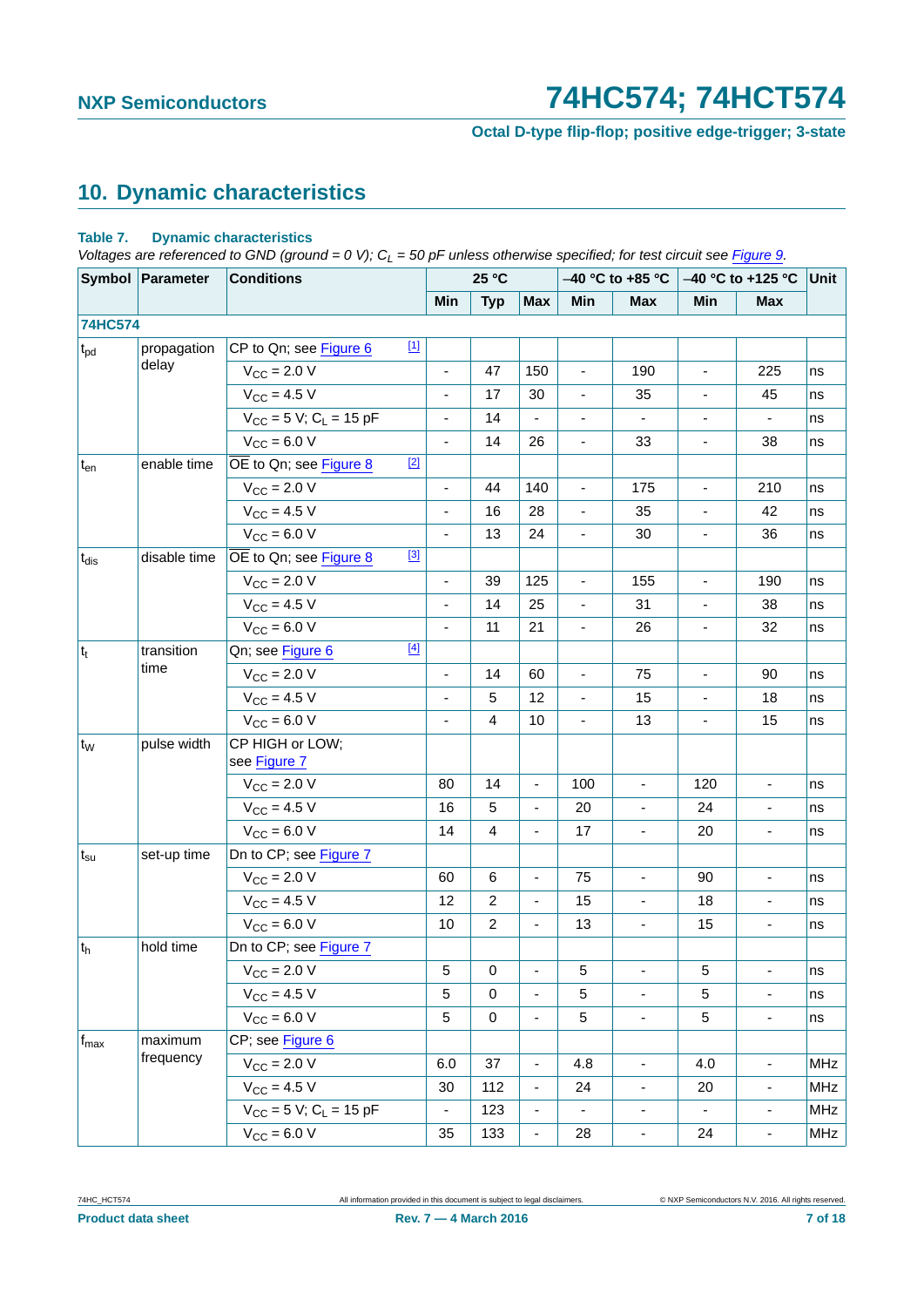## 10. Dynamic characteristics

**Table 7. Dynamic characteristics**

*Voltages are referenced to GND (ground = 0 V); $C_L$ = 50 pF unless otherwise specified; for test circuit see Figure 9.*

| Symbol | Parameter | Conditions | 25 °C | | | –40 °C to +85 °C | | –40 °C to +125 °C | | Unit |
|---|---|---|---|---|---|---|---|---|---|---|
| | | | Min | Typ | Max | Min | Max | Min | Max | |
| **74HC574** | | | | | | | | | | |
| $t_{pd}$ | propagation delay | CP to Qn; see Figure 6 [1] | | | | | | | | |
| | | $V_{CC}$ = 2.0 V | - | 47 | 150 | - | 190 | - | 225 | ns |
| | | $V_{CC}$ = 4.5 V | - | 17 | 30 | - | 35 | - | 45 | ns |
| | | $V_{CC}$ = 5 V; $C_L$ = 15 pF | - | 14 | - | - | - | - | - | ns |
| | | $V_{CC}$ = 6.0 V | - | 14 | 26 | - | 33 | - | 38 | ns |
| $t_{en}$ | enable time | $\overline{OE}$ to Qn; see Figure 8 [2] | | | | | | | | |
| | | $V_{CC}$ = 2.0 V | - | 44 | 140 | - | 175 | - | 210 | ns |
| | | $V_{CC}$ = 4.5 V | - | 16 | 28 | - | 35 | - | 42 | ns |
| | | $V_{CC}$ = 6.0 V | - | 13 | 24 | - | 30 | - | 36 | ns |
| $t_{dis}$ | disable time | $\overline{OE}$ to Qn; see Figure 8 [3] | | | | | | | | |
| | | $V_{CC}$ = 2.0 V | - | 39 | 125 | - | 155 | - | 190 | ns |
| | | $V_{CC}$ = 4.5 V | - | 14 | 25 | - | 31 | - | 38 | ns |
| | | $V_{CC}$ = 6.0 V | - | 11 | 21 | - | 26 | - | 32 | ns |
| $t_t$ | transition time | Qn; see Figure 6 [4] | | | | | | | | |
| | | $V_{CC}$ = 2.0 V | - | 14 | 60 | - | 75 | - | 90 | ns |
| | | $V_{CC}$ = 4.5 V | - | 5 | 12 | - | 15 | - | 18 | ns |
| | | $V_{CC}$ = 6.0 V | - | 4 | 10 | - | 13 | - | 15 | ns |
| $t_W$ | pulse width | CP HIGH or LOW; see Figure 7 | | | | | | | | |
| | | $V_{CC}$ = 2.0 V | 80 | 14 | - | 100 | - | 120 | - | ns |
| | | $V_{CC}$ = 4.5 V | 16 | 5 | - | 20 | - | 24 | - | ns |
| | | $V_{CC}$ = 6.0 V | 14 | 4 | - | 17 | - | 20 | - | ns |
| $t_{su}$ | set-up time | Dn to CP; see Figure 7 | | | | | | | | |
| | | $V_{CC}$ = 2.0 V | 60 | 6 | - | 75 | - | 90 | - | ns |
| | | $V_{CC}$ = 4.5 V | 12 | 2 | - | 15 | - | 18 | - | ns |
| | | $V_{CC}$ = 6.0 V | 10 | 2 | - | 13 | - | 15 | - | ns |
| $t_h$ | hold time | Dn to CP; see Figure 7 | | | | | | | | |
| | | $V_{CC}$ = 2.0 V | 5 | 0 | - | 5 | - | 5 | - | ns |
| | | $V_{CC}$ = 4.5 V | 5 | 0 | - | 5 | - | 5 | - | ns |
| | | $V_{CC}$ = 6.0 V | 5 | 0 | - | 5 | - | 5 | - | ns |
| $f_{max}$ | maximum frequency | CP; see Figure 6 | | | | | | | | |
| | | $V_{CC}$ = 2.0 V | 6.0 | 37 | - | 4.8 | - | 4.0 | - | MHz |
| | | $V_{CC}$ = 4.5 V | 30 | 112 | - | 24 | - | 20 | - | MHz |
| | | $V_{CC}$ = 5 V; $C_L$ = 15 pF | - | 123 | - | - | - | - | - | MHz |
| | | $V_{CC}$ = 6.0 V | 35 | 133 | - | 28 | - | 24 | - | MHz |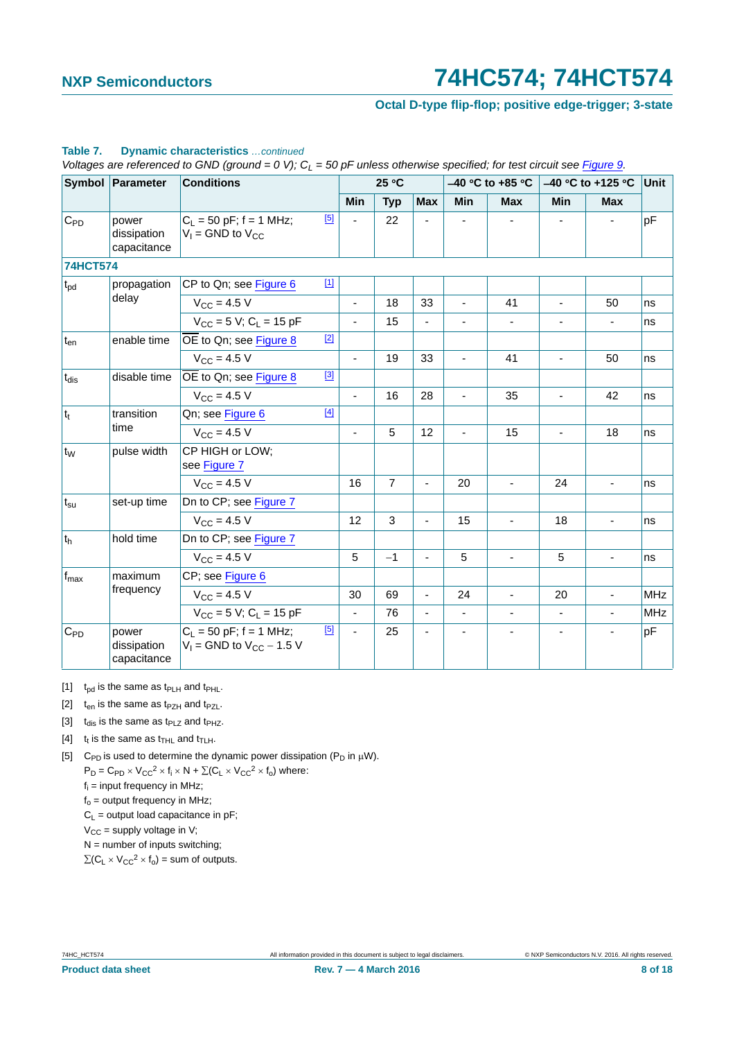**Table 7. Dynamic characteristics** *...continued*

*Voltages are referenced to GND (ground = 0 V); $C_L$ = 50 pF unless otherwise specified; for test circuit see Figure 9.*

| Symbol | Parameter | Conditions | | 25 °C | | | –40 °C to +85 °C | | –40 °C to +125 °C | | Unit |
|---|---|---|---|---|---|---|---|---|---|---|---|
| | | | | Min | Typ | Max | Min | Max | Min | Max | |
| $C_{PD}$ | power dissipation capacitance | $C_L$ = 50 pF; f = 1 MHz; $V_I$ = GND to $V_{CC}$ | [5] | - | 22 | - | - | - | - | - | pF |
| **74HCT574** | | | | | | | | | | | |
| $t_{pd}$ | propagation delay | CP to Qn; see Figure 6 | [1] | | | | | | | | |
| | | $V_{CC}$ = 4.5 V | | - | 18 | 33 | - | 41 | - | 50 | ns |
| | | $V_{CC}$ = 5 V; $C_L$ = 15 pF | | - | 15 | - | - | - | - | - | ns |
| $t_{en}$ | enable time | $\overline{OE}$ to Qn; see Figure 8 | [2] | | | | | | | | |
| | | $V_{CC}$ = 4.5 V | | - | 19 | 33 | - | 41 | - | 50 | ns |
| $t_{dis}$ | disable time | $\overline{OE}$ to Qn; see Figure 8 | [3] | | | | | | | | |
| | | $V_{CC}$ = 4.5 V | | - | 16 | 28 | - | 35 | - | 42 | ns |
| $t_t$ | transition time | Qn; see Figure 6 | [4] | | | | | | | | |
| | | $V_{CC}$ = 4.5 V | | - | 5 | 12 | - | 15 | - | 18 | ns |
| $t_W$ | pulse width | CP HIGH or LOW; see Figure 7 | | | | | | | | | |
| | | $V_{CC}$ = 4.5 V | | 16 | 7 | - | 20 | - | 24 | - | ns |
| $t_{su}$ | set-up time | Dn to CP; see Figure 7 | | | | | | | | | |
| | | $V_{CC}$ = 4.5 V | | 12 | 3 | - | 15 | - | 18 | - | ns |
| $t_h$ | hold time | Dn to CP; see Figure 7 | | | | | | | | | |
| | | $V_{CC}$ = 4.5 V | | 5 | −1 | - | 5 | - | 5 | - | ns |
| $f_{max}$ | maximum frequency | CP; see Figure 6 | | | | | | | | | |
| | | $V_{CC}$ = 4.5 V | | 30 | 69 | - | 24 | - | 20 | - | MHz |
| | | $V_{CC}$ = 5 V; $C_L$ = 15 pF | | - | 76 | - | - | - | - | - | MHz |
| $C_{PD}$ | power dissipation capacitance | $C_L$ = 50 pF; f = 1 MHz; $V_I$ = GND to $V_{CC}$ − 1.5 V | [5] | - | 25 | - | - | - | - | - | pF |

[1] $t_{pd}$ is the same as $t_{PLH}$ and $t_{PHL}$.

[2] $t_{en}$ is the same as $t_{PZH}$ and $t_{PZL}$.

[3] $t_{dis}$ is the same as $t_{PLZ}$ and $t_{PHZ}$.

[4] $t_t$ is the same as $t_{THL}$ and $t_{TLH}$.

[5] $C_{PD}$ is used to determine the dynamic power dissipation ($P_D$ in μW).

$P_D = C_{PD} \times V_{CC}^2 \times f_i \times N + \sum(C_L \times V_{CC}^2 \times f_o)$ where:

$f_i$ = input frequency in MHz;

$f_o$ = output frequency in MHz;

$C_L$ = output load capacitance in pF;

$V_{CC}$ = supply voltage in V;

N = number of inputs switching;

$\sum(C_L \times V_{CC}^2 \times f_o)$ = sum of outputs.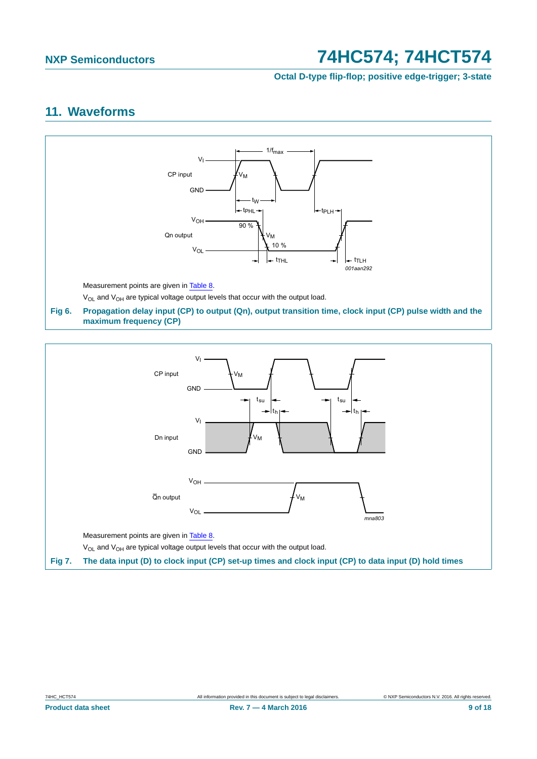## 11. Waveforms

Measurement points are given in Table 8.

$V_{OL}$ and $V_{OH}$ are typical voltage output levels that occur with the output load.

**Fig 6. Propagation delay input (CP) to output (Qn), output transition time, clock input (CP) pulse width and the maximum frequency (CP)**

Measurement points are given in Table 8.

$V_{OL}$ and $V_{OH}$ are typical voltage output levels that occur with the output load.

**Fig 7. The data input (D) to clock input (CP) set-up times and clock input (CP) to data input (D) hold times**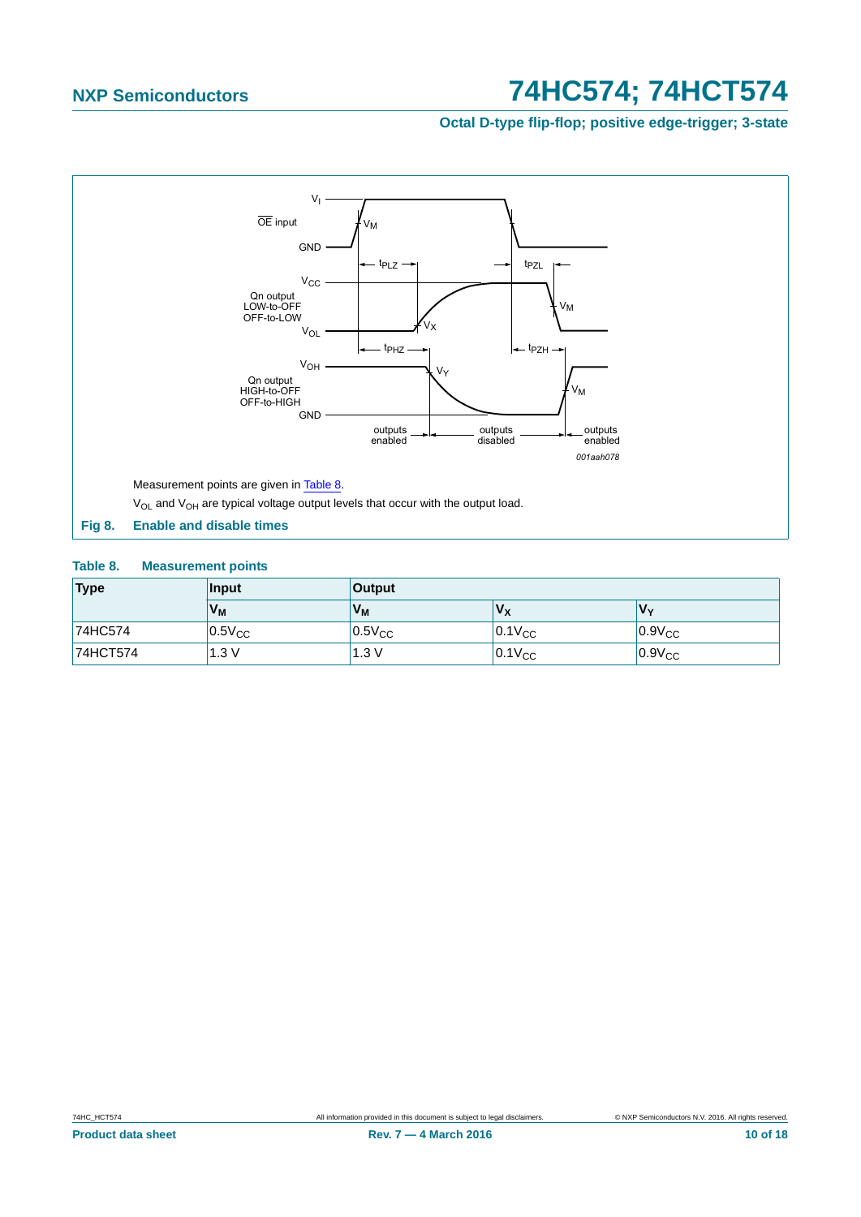$V_I$

$\overline{OE}$ input

$V_M$

GND

$t_{PLZ}$

$t_{PZL}$

$V_{CC}$

Qn output
LOW-to-OFF
OFF-to-LOW

$V_M$

$V_X$

$V_{OL}$

$t_{PHZ}$

$t_{PZH}$

$V_{OH}$

$V_Y$

Qn output
HIGH-to-OFF
OFF-to-HIGH

$V_M$

GND

outputs enabled

outputs disabled

outputs enabled

001aah078

Measurement points are given in Table 8.

$V_{OL}$ and $V_{OH}$ are typical voltage output levels that occur with the output load.

**Fig 8. Enable and disable times**

**Table 8. Measurement points**

| Type | Input | Output | | |
|---|---|---|---|---|
| | $V_M$ | $V_M$ | $V_X$ | $V_Y$ |
| 74HC574 | $0.5V_{CC}$ | $0.5V_{CC}$ | $0.1V_{CC}$ | $0.9V_{CC}$ |
| 74HCT574 | 1.3 V | 1.3 V | $0.1V_{CC}$ | $0.9V_{CC}$ |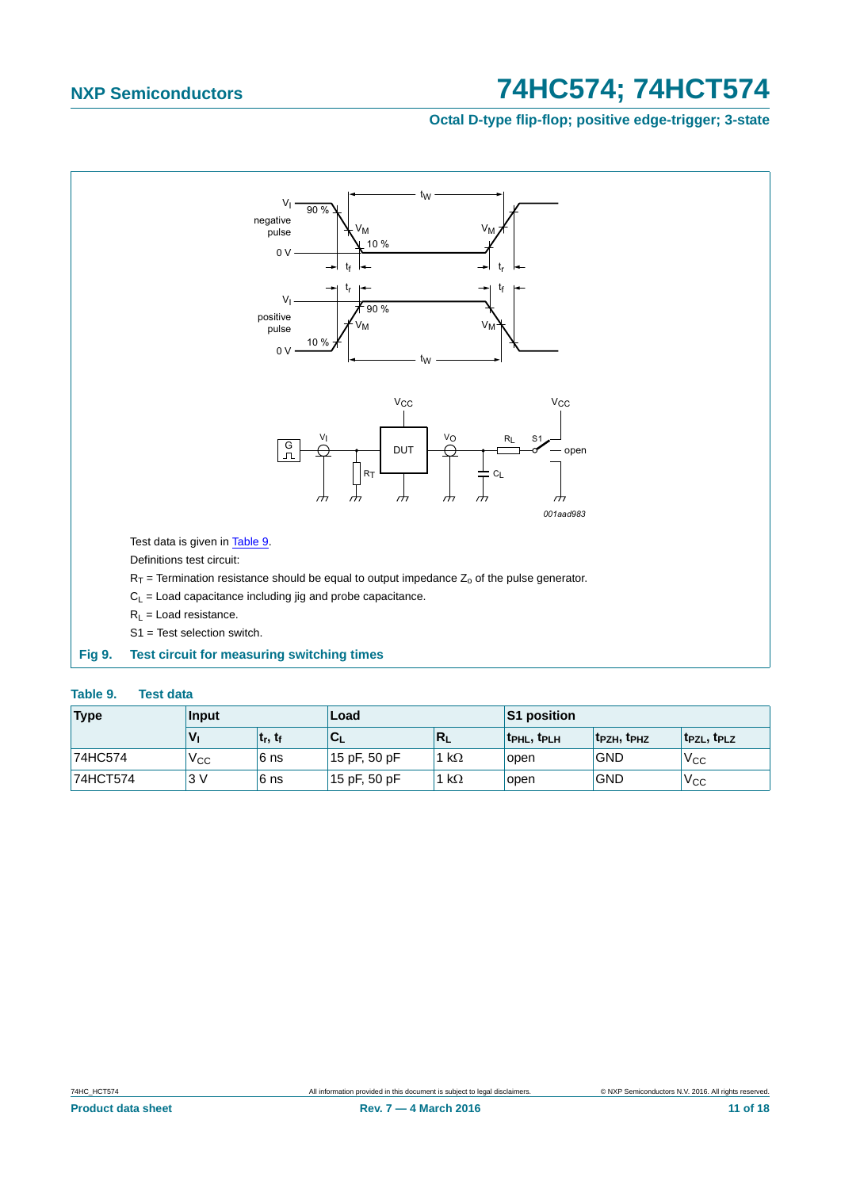$V_I$

negative pulse

90 %

$V_M$

10 %

0 V

$t_W$

$t_f$

$t_r$

$V_M$

$t_r$

$t_f$

$V_I$

positive pulse

90 %

$V_M$

10 %

0 V

$t_W$

$V_M$

$V_{CC}$

$V_{CC}$

G

$V_I$

DUT

$V_O$

$R_L$

S1

open

$R_T$

$C_L$

001aad983

Test data is given in Table 9.

Definitions test circuit:

$R_T$ = Termination resistance should be equal to output impedance $Z_o$ of the pulse generator.

$C_L$ = Load capacitance including jig and probe capacitance.

$R_L$ = Load resistance.

S1 = Test selection switch.

**Fig 9. Test circuit for measuring switching times**

**Table 9. Test data**

| Type | Input | | Load | | S1 position | | |
|---|---|---|---|---|---|---|---|
| | $V_I$ | $t_r$, $t_f$ | $C_L$ | $R_L$ | $t_{PHL}$, $t_{PLH}$ | $t_{PZH}$, $t_{PHZ}$ | $t_{PZL}$, $t_{PLZ}$ |
| 74HC574 | $V_{CC}$ | 6 ns | 15 pF, 50 pF | 1 kΩ | open | GND | $V_{CC}$ |
| 74HCT574 | 3 V | 6 ns | 15 pF, 50 pF | 1 kΩ | open | GND | $V_{CC}$ |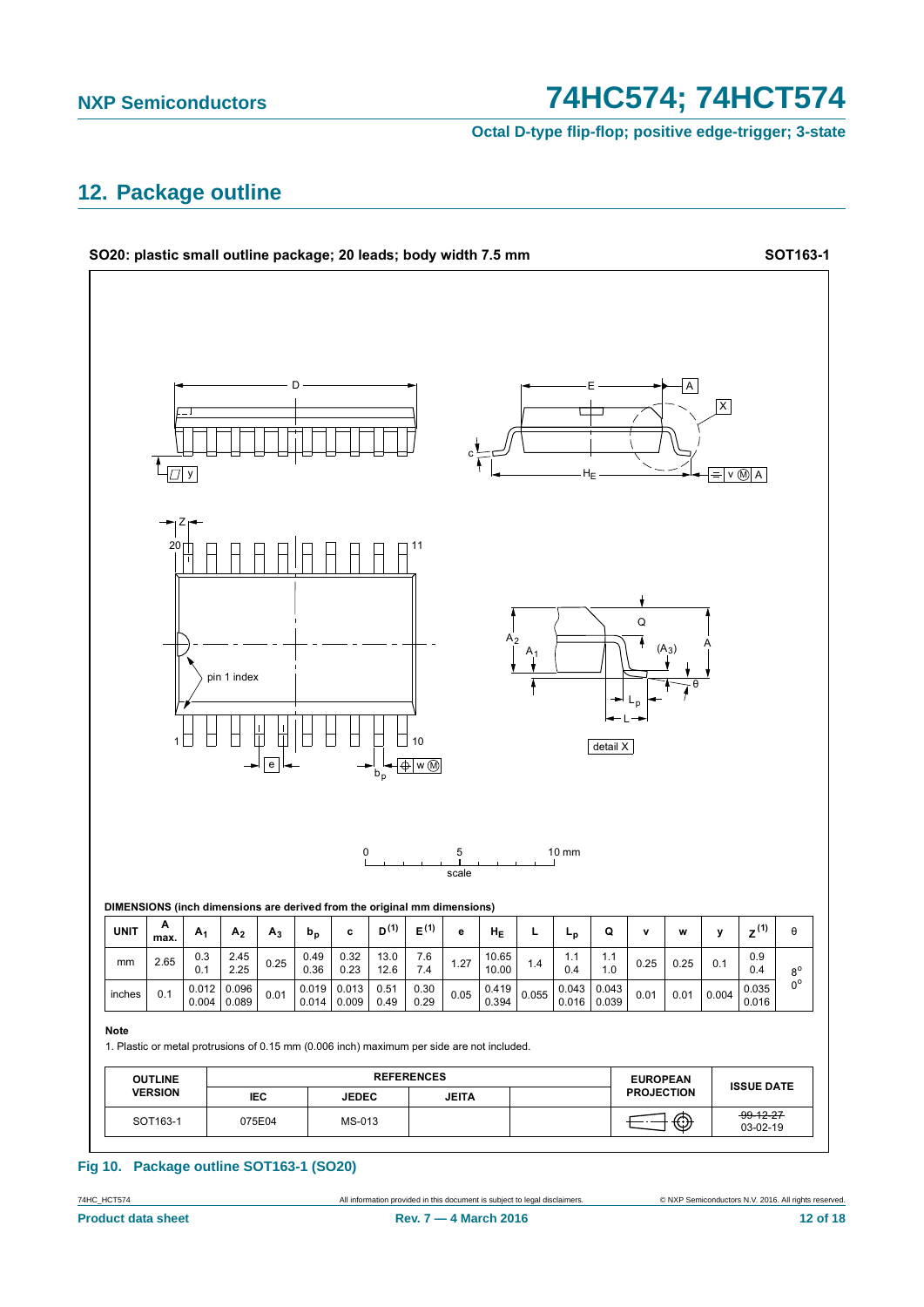## 12. Package outline

**SO20: plastic small outline package; 20 leads; body width 7.5 mm** **SOT163-1**

D

E

A

X

c

y

$H_E$

v Ⓜ A

Z

20

11

pin 1 index

Q

$A_2$

$A_1$

$(A_3)$

A

θ

$L_p$

L

detail X

1

10

e

$b_p$

w Ⓜ

0 5 10 mm

scale

**DIMENSIONS (inch dimensions are derived from the original mm dimensions)**

| UNIT | A max. | $A_1$ | $A_2$ | $A_3$ | $b_p$ | c | $D^{(1)}$ | $E^{(1)}$ | e | $H_E$ | L | $L_p$ | Q | v | w | y | $Z^{(1)}$ | θ |
|---|---|---|---|---|---|---|---|---|---|---|---|---|---|---|---|---|---|---|
| mm | 2.65 | 0.3<br>0.1 | 2.45<br>2.25 | 0.25 | 0.49<br>0.36 | 0.32<br>0.23 | 13.0<br>12.6 | 7.6<br>7.4 | 1.27 | 10.65<br>10.00 | 1.4 | 1.1<br>0.4 | 1.1<br>1.0 | 0.25 | 0.25 | 0.1 | 0.9<br>0.4 | 8°<br>0° |
| inches | 0.1 | 0.012<br>0.004 | 0.096<br>0.089 | 0.01 | 0.019<br>0.014 | 0.013<br>0.009 | 0.51<br>0.49 | 0.30<br>0.29 | 0.05 | 0.419<br>0.394 | 0.055 | 0.043<br>0.016 | 0.043<br>0.039 | 0.01 | 0.01 | 0.004 | 0.035<br>0.016 | |

**Note**

1. Plastic or metal protrusions of 0.15 mm (0.006 inch) maximum per side are not included.

| OUTLINE VERSION | REFERENCES | | | | EUROPEAN PROJECTION | ISSUE DATE |
|---|---|---|---|---|---|---|
| | IEC | JEDEC | JEITA | | | |
| SOT163-1 | 075E04 | MS-013 | | | | ~~99-12-27~~<br>03-02-19 |

**Fig 10. Package outline SOT163-1 (SO20)**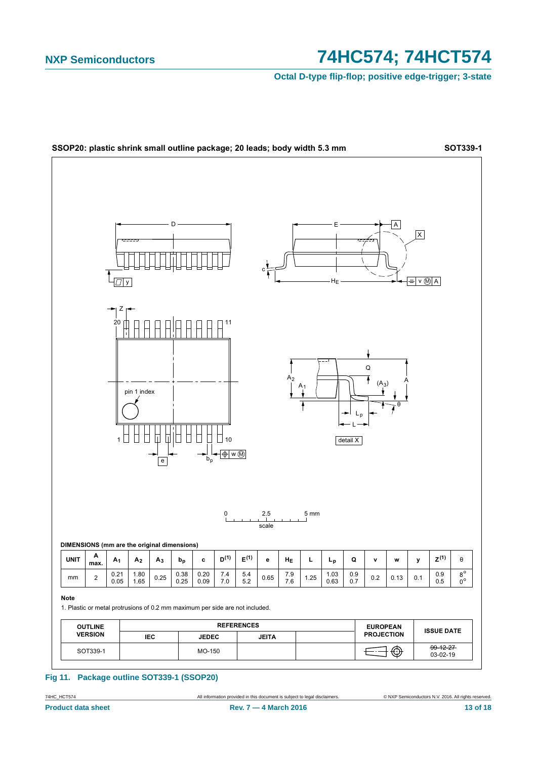SSOP20: plastic shrink small outline package; 20 leads; body width 5.3 mm

SOT339-1

DIMENSIONS (mm are the original dimensions)

| UNIT | A max. | $A_1$ | $A_2$ | $A_3$ | $b_p$ | c | D[(1)] | E[(1)] | e | $H_E$ | L | $L_p$ | Q | v | w | y | Z[(1)] | θ |
|---|---|---|---|---|---|---|---|---|---|---|---|---|---|---|---|---|---|---|
| mm | 2 | 0.21<br>0.05 | 1.80<br>1.65 | 0.25 | 0.38<br>0.25 | 0.20<br>0.09 | 7.4<br>7.0 | 5.4<br>5.2 | 0.65 | 7.9<br>7.6 | 1.25 | 1.03<br>0.63 | 0.9<br>0.7 | 0.2 | 0.13 | 0.1 | 0.9<br>0.5 | 8°<br>0° |

**Note**

1. Plastic or metal protrusions of 0.2 mm maximum per side are not included.

| OUTLINE VERSION | REFERENCES | | | | EUROPEAN PROJECTION | ISSUE DATE |
|---|---|---|---|---|---|---|
| | IEC | JEDEC | JEITA | | | |
| SOT339-1 | | MO-150 | | | | ~~99-12-27~~<br>03-02-19 |

**Fig 11. Package outline SOT339-1 (SSOP20)**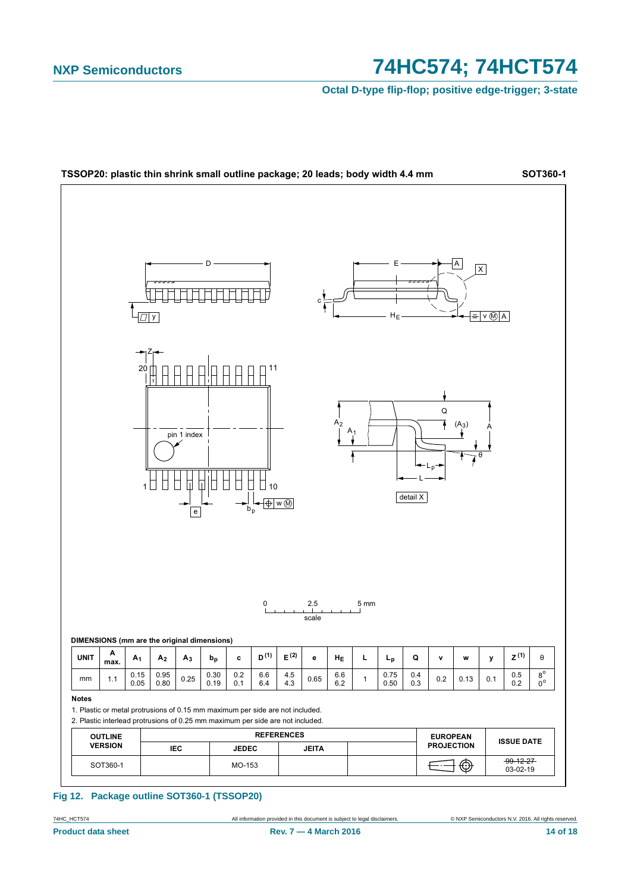TSSOP20: plastic thin shrink small outline package; 20 leads; body width 4.4 mm

SOT360-1

0 2.5 5 mm

scale

**DIMENSIONS (mm are the original dimensions)**

| UNIT | A max. | $A_1$ | $A_2$ | $A_3$ | $b_p$ | c | D (1) | E (2) | e | $H_E$ | L | $L_p$ | Q | v | w | y | Z (1) | θ |
|---|---|---|---|---|---|---|---|---|---|---|---|---|---|---|---|---|---|---|
| mm | 1.1 | 0.15<br>0.05 | 0.95<br>0.80 | 0.25 | 0.30<br>0.19 | 0.2<br>0.1 | 6.6<br>6.4 | 4.5<br>4.3 | 0.65 | 6.6<br>6.2 | 1 | 0.75<br>0.50 | 0.4<br>0.3 | 0.2 | 0.13 | 0.1 | 0.5<br>0.2 | 8°<br>0° |

**Notes**

1. Plastic or metal protrusions of 0.15 mm maximum per side are not included.
2. Plastic interlead protrusions of 0.25 mm maximum per side are not included.

| OUTLINE VERSION | REFERENCES | | | | EUROPEAN PROJECTION | ISSUE DATE |
|---|---|---|---|---|---|---|
| | IEC | JEDEC | JEITA | | | |
| SOT360-1 | | MO-153 | | | | ~~99-12-27~~<br>03-02-19 |

**Fig 12. Package outline SOT360-1 (TSSOP20)**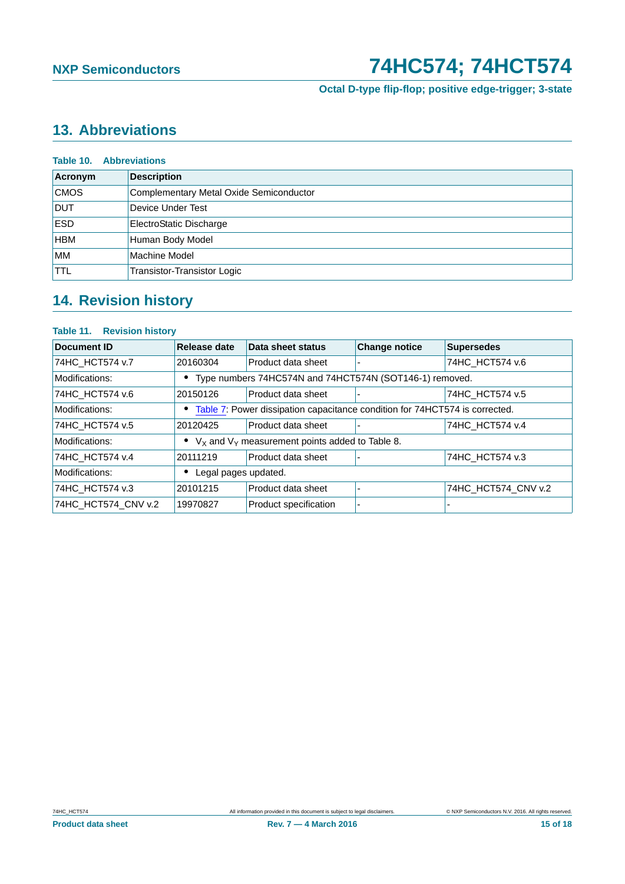## 13. Abbreviations

**Table 10. Abbreviations**

| Acronym | Description |
|---|---|
| CMOS | Complementary Metal Oxide Semiconductor |
| DUT | Device Under Test |
| ESD | ElectroStatic Discharge |
| HBM | Human Body Model |
| MM | Machine Model |
| TTL | Transistor-Transistor Logic |

## 14. Revision history

**Table 11. Revision history**

| Document ID | Release date | Data sheet status | Change notice | Supersedes |
|---|---|---|---|---|
| 74HC_HCT574 v.7 | 20160304 | Product data sheet | - | 74HC_HCT574 v.6 |
| Modifications: | • Type numbers 74HC574N and 74HCT574N (SOT146-1) removed. | | | |
| 74HC_HCT574 v.6 | 20150126 | Product data sheet | - | 74HC_HCT574 v.5 |
| Modifications: | • Table 7: Power dissipation capacitance condition for 74HCT574 is corrected. | | | |
| 74HC_HCT574 v.5 | 20120425 | Product data sheet | - | 74HC_HCT574 v.4 |
| Modifications: | • $V_X$ and $V_Y$ measurement points added to Table 8. | | | |
| 74HC_HCT574 v.4 | 20111219 | Product data sheet | - | 74HC_HCT574 v.3 |
| Modifications: | • Legal pages updated. | | | |
| 74HC_HCT574 v.3 | 20101215 | Product data sheet | - | 74HC_HCT574_CNV v.2 |
| 74HC_HCT574_CNV v.2 | 19970827 | Product specification | - | - |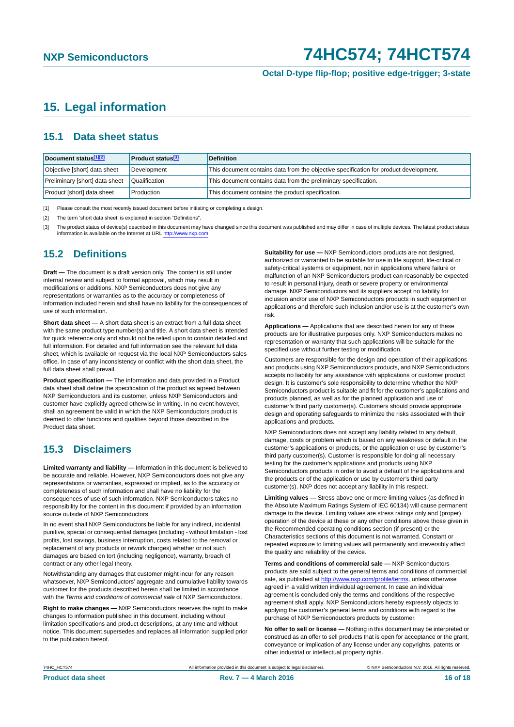# 15. Legal information

## 15.1 Data sheet status

| Document status[1][2] | Product status[3] | Definition |
|---|---|---|
| Objective [short] data sheet | Development | This document contains data from the objective specification for product development. |
| Preliminary [short] data sheet | Qualification | This document contains data from the preliminary specification. |
| Product [short] data sheet | Production | This document contains the product specification. |

[1] Please consult the most recently issued document before initiating or completing a design.

[2] The term 'short data sheet' is explained in section "Definitions".

[3] The product status of device(s) described in this document may have changed since this document was published and may differ in case of multiple devices. The latest product status information is available on the Internet at URL http://www.nxp.com.

## 15.2 Definitions

**Draft —** The document is a draft version only. The content is still under internal review and subject to formal approval, which may result in modifications or additions. NXP Semiconductors does not give any representations or warranties as to the accuracy or completeness of information included herein and shall have no liability for the consequences of use of such information.

**Short data sheet —** A short data sheet is an extract from a full data sheet with the same product type number(s) and title. A short data sheet is intended for quick reference only and should not be relied upon to contain detailed and full information. For detailed and full information see the relevant full data sheet, which is available on request via the local NXP Semiconductors sales office. In case of any inconsistency or conflict with the short data sheet, the full data sheet shall prevail.

**Product specification —** The information and data provided in a Product data sheet shall define the specification of the product as agreed between NXP Semiconductors and its customer, unless NXP Semiconductors and customer have explicitly agreed otherwise in writing. In no event however, shall an agreement be valid in which the NXP Semiconductors product is deemed to offer functions and qualities beyond those described in the Product data sheet.

## 15.3 Disclaimers

**Limited warranty and liability —** Information in this document is believed to be accurate and reliable. However, NXP Semiconductors does not give any representations or warranties, expressed or implied, as to the accuracy or completeness of such information and shall have no liability for the consequences of use of such information. NXP Semiconductors takes no responsibility for the content in this document if provided by an information source outside of NXP Semiconductors.

In no event shall NXP Semiconductors be liable for any indirect, incidental, punitive, special or consequential damages (including - without limitation - lost profits, lost savings, business interruption, costs related to the removal or replacement of any products or rework charges) whether or not such damages are based on tort (including negligence), warranty, breach of contract or any other legal theory.

Notwithstanding any damages that customer might incur for any reason whatsoever, NXP Semiconductors' aggregate and cumulative liability towards customer for the products described herein shall be limited in accordance with the *Terms and conditions of commercial sale* of NXP Semiconductors.

**Right to make changes —** NXP Semiconductors reserves the right to make changes to information published in this document, including without limitation specifications and product descriptions, at any time and without notice. This document supersedes and replaces all information supplied prior to the publication hereof.

**Suitability for use —** NXP Semiconductors products are not designed, authorized or warranted to be suitable for use in life support, life-critical or safety-critical systems or equipment, nor in applications where failure or malfunction of an NXP Semiconductors product can reasonably be expected to result in personal injury, death or severe property or environmental damage. NXP Semiconductors and its suppliers accept no liability for inclusion and/or use of NXP Semiconductors products in such equipment or applications and therefore such inclusion and/or use is at the customer's own risk.

**Applications —** Applications that are described herein for any of these products are for illustrative purposes only. NXP Semiconductors makes no representation or warranty that such applications will be suitable for the specified use without further testing or modification.

Customers are responsible for the design and operation of their applications and products using NXP Semiconductors products, and NXP Semiconductors accepts no liability for any assistance with applications or customer product design. It is customer's sole responsibility to determine whether the NXP Semiconductors product is suitable and fit for the customer's applications and products planned, as well as for the planned application and use of customer's third party customer(s). Customers should provide appropriate design and operating safeguards to minimize the risks associated with their applications and products.

NXP Semiconductors does not accept any liability related to any default, damage, costs or problem which is based on any weakness or default in the customer's applications or products, or the application or use by customer's third party customer(s). Customer is responsible for doing all necessary testing for the customer's applications and products using NXP Semiconductors products in order to avoid a default of the applications and the products or of the application or use by customer's third party customer(s). NXP does not accept any liability in this respect.

**Limiting values —** Stress above one or more limiting values (as defined in the Absolute Maximum Ratings System of IEC 60134) will cause permanent damage to the device. Limiting values are stress ratings only and (proper) operation of the device at these or any other conditions above those given in the Recommended operating conditions section (if present) or the Characteristics sections of this document is not warranted. Constant or repeated exposure to limiting values will permanently and irreversibly affect the quality and reliability of the device.

**Terms and conditions of commercial sale —** NXP Semiconductors products are sold subject to the general terms and conditions of commercial sale, as published at http://www.nxp.com/profile/terms, unless otherwise agreed in a valid written individual agreement. In case an individual agreement is concluded only the terms and conditions of the respective agreement shall apply. NXP Semiconductors hereby expressly objects to applying the customer's general terms and conditions with regard to the purchase of NXP Semiconductors products by customer.

**No offer to sell or license —** Nothing in this document may be interpreted or construed as an offer to sell products that is open for acceptance or the grant, conveyance or implication of any license under any copyrights, patents or other industrial or intellectual property rights.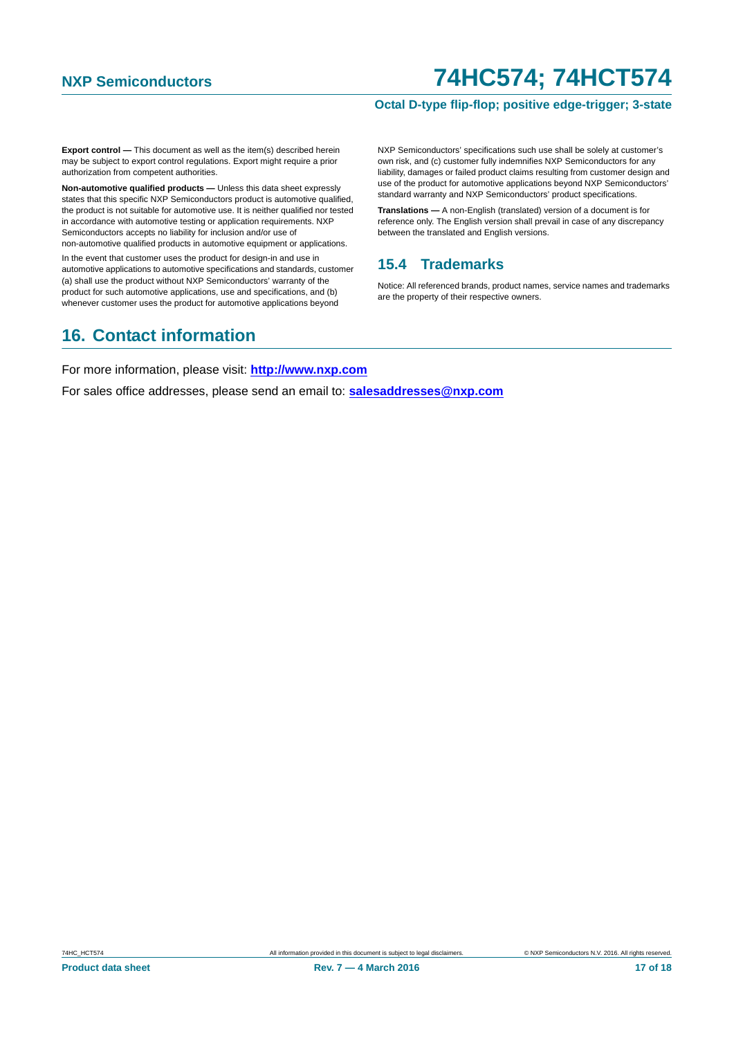**Export control —** This document as well as the item(s) described herein may be subject to export control regulations. Export might require a prior authorization from competent authorities.

**Non-automotive qualified products —** Unless this data sheet expressly states that this specific NXP Semiconductors product is automotive qualified, the product is not suitable for automotive use. It is neither qualified nor tested in accordance with automotive testing or application requirements. NXP Semiconductors accepts no liability for inclusion and/or use of non-automotive qualified products in automotive equipment or applications.

In the event that customer uses the product for design-in and use in automotive applications to automotive specifications and standards, customer (a) shall use the product without NXP Semiconductors' warranty of the product for such automotive applications, use and specifications, and (b) whenever customer uses the product for automotive applications beyond NXP Semiconductors' specifications such use shall be solely at customer's own risk, and (c) customer fully indemnifies NXP Semiconductors for any liability, damages or failed product claims resulting from customer design and use of the product for automotive applications beyond NXP Semiconductors' standard warranty and NXP Semiconductors' product specifications.

**Translations —** A non-English (translated) version of a document is for reference only. The English version shall prevail in case of any discrepancy between the translated and English versions.

### 15.4 Trademarks

Notice: All referenced brands, product names, service names and trademarks are the property of their respective owners.

## 16. Contact information

For more information, please visit: **http://www.nxp.com**

For sales office addresses, please send an email to: **salesaddresses@nxp.com**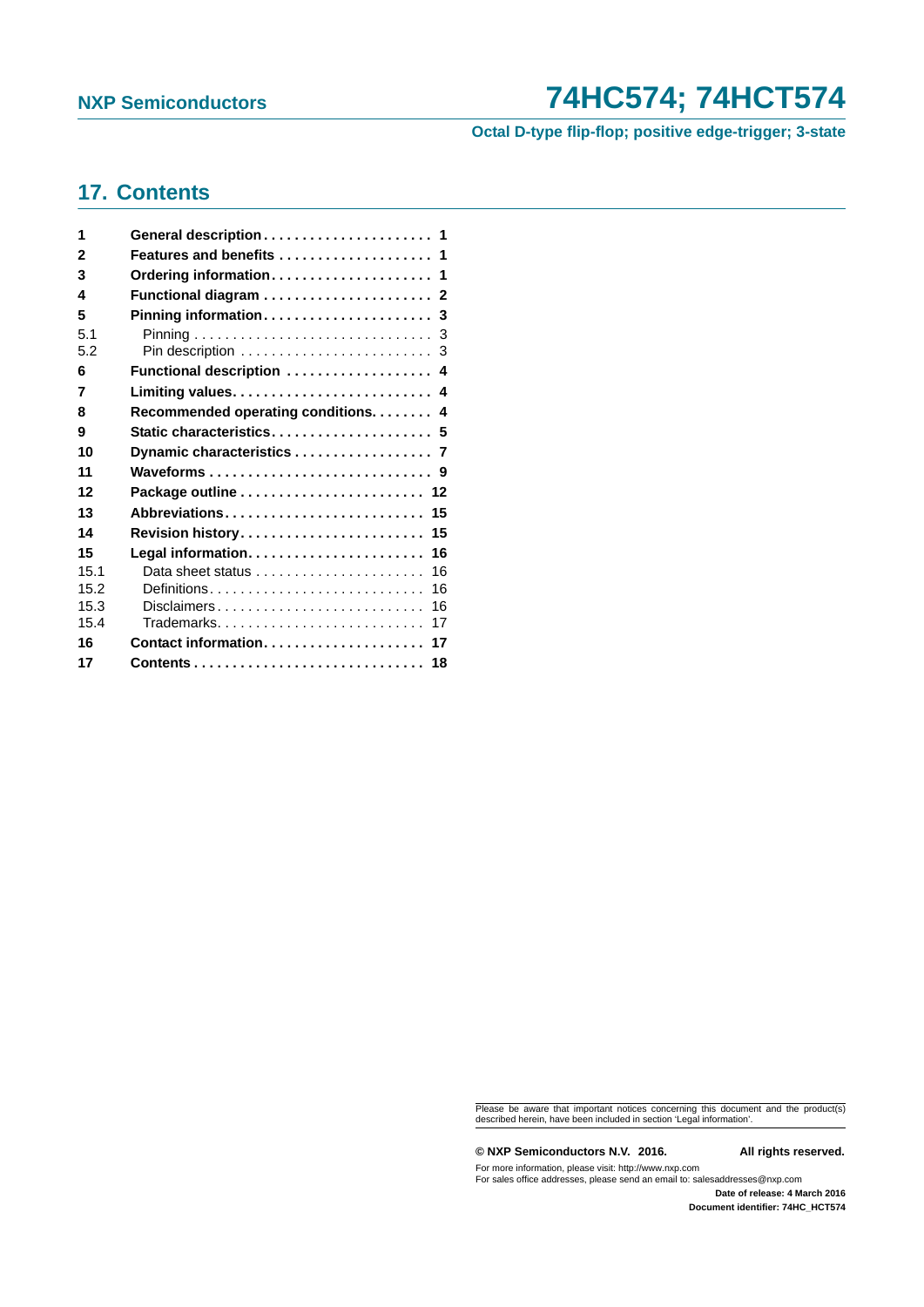## 17. Contents

| | | |
|---|---|---|
| **1** | **General description** | **1** |
| **2** | **Features and benefits** | **1** |
| **3** | **Ordering information** | **1** |
| **4** | **Functional diagram** | **2** |
| **5** | **Pinning information** | **3** |
| 5.1 | Pinning | 3 |
| 5.2 | Pin description | 3 |
| **6** | **Functional description** | **4** |
| **7** | **Limiting values** | **4** |
| **8** | **Recommended operating conditions** | **4** |
| **9** | **Static characteristics** | **5** |
| **10** | **Dynamic characteristics** | **7** |
| **11** | **Waveforms** | **9** |
| **12** | **Package outline** | **12** |
| **13** | **Abbreviations** | **15** |
| **14** | **Revision history** | **15** |
| **15** | **Legal information** | **16** |
| 15.1 | Data sheet status | 16 |
| 15.2 | Definitions | 16 |
| 15.3 | Disclaimers | 16 |
| 15.4 | Trademarks | 17 |
| **16** | **Contact information** | **17** |
| **17** | **Contents** | **18** |

Please be aware that important notices concerning this document and the product(s) described herein, have been included in section 'Legal information'.

**© NXP Semiconductors N.V. 2016. All rights reserved.**

For more information, please visit: http://www.nxp.com
For sales office addresses, please send an email to: salesaddresses@nxp.com

**Date of release: 4 March 2016**

**Document identifier: 74HC_HCT574**